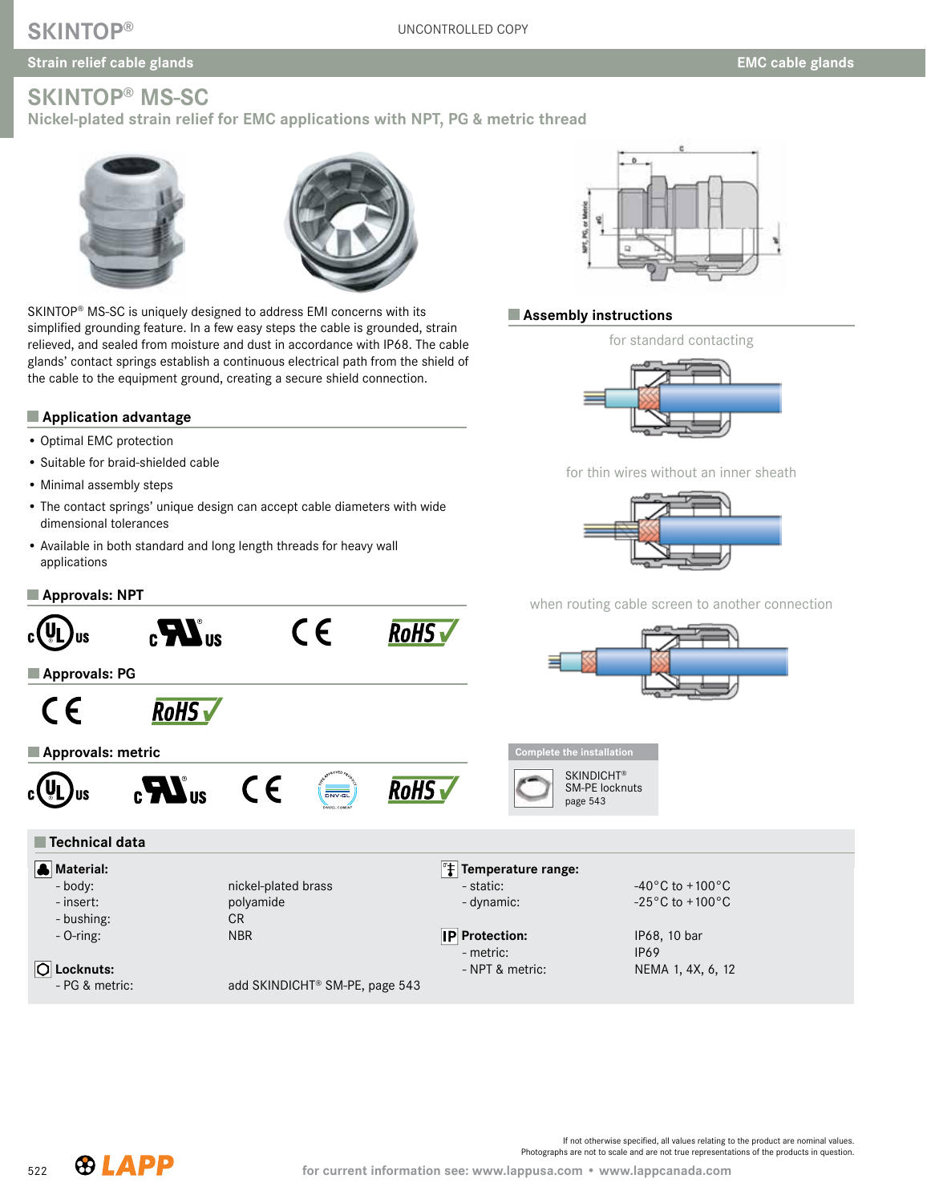# SKINTOP® MS-SC

## Nickel-plated strain relief for EMC applications with NPT, PG & metric thread

SKINTOP® MS-SC is uniquely designed to address EMI concerns with its simplified grounding feature. In a few easy steps the cable is grounded, strain relieved, and sealed from moisture and dust in accordance with IP68. The cable glands' contact springs establish a continuous electrical path from the shield of the cable to the equipment ground, creating a secure shield connection.

### Application advantage

- Optimal EMC protection
- Suitable for braid-shielded cable
- Minimal assembly steps
- The contact springs' unique design can accept cable diameters with wide dimensional tolerances
- Available in both standard and long length threads for heavy wall applications

### Approvals: NPT

cULus, cURus, CE, RoHS

### Approvals: PG

CE, RoHS

### Approvals: metric

cULus, cURus, CE, DNV-GL, RoHS

### Assembly instructions

for standard contacting

for thin wires without an inner sheath

when routing cable screen to another connection

**Complete the installation**

SKINDICHT® SM-PE locknuts page 543

### Technical data

**Material:**

| | |
|---|---|
| - body: | nickel-plated brass |
| - insert: | polyamide |
| - bushing: | CR |
| - O-ring: | NBR |

**Locknuts:**

| | |
|---|---|
| - PG & metric: | add SKINDICHT® SM-PE, page 543 |

**Temperature range:**

| | |
|---|---|
| - static: | -40°C to +100°C |
| - dynamic: | -25°C to +100°C |

**Protection:**

| | |
|---|---|
| | IP68, 10 bar |
| - metric: | IP69 |
| - NPT & metric: | NEMA 1, 4X, 6, 12 |

If not otherwise specified, all values relating to the product are nominal values.
Photographs are not to scale and are not true representations of the products in question.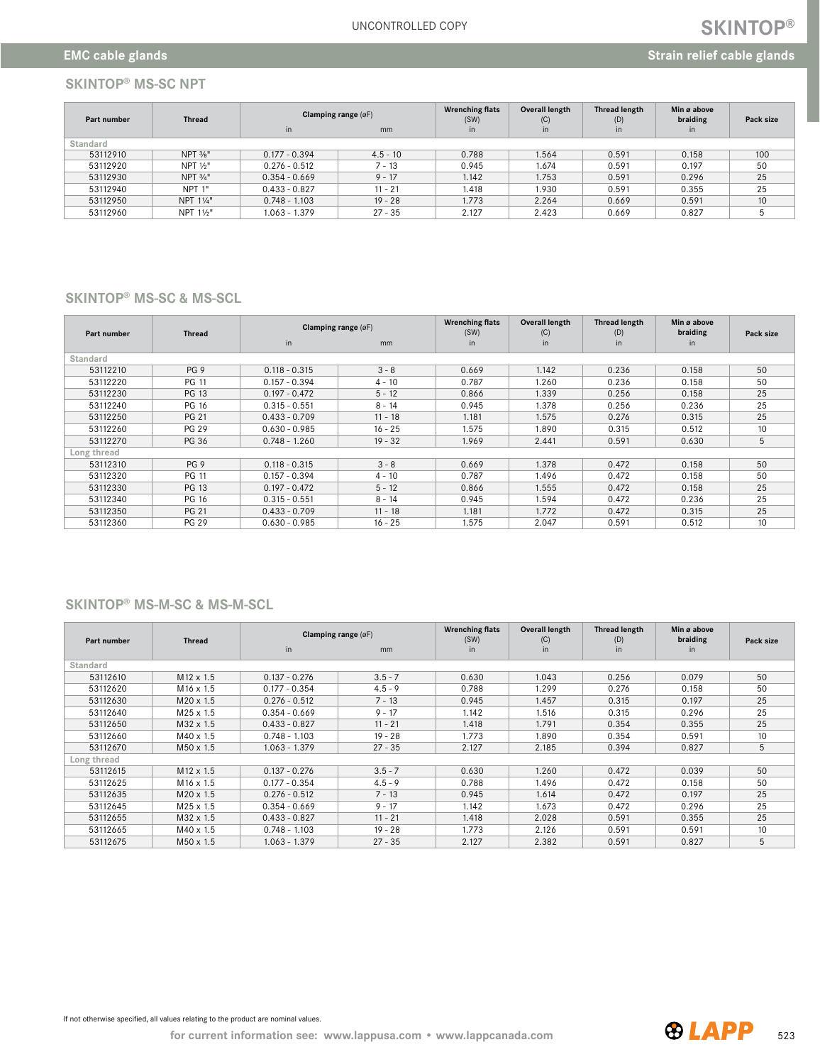EMC cable glands

Strain relief cable glands

## SKINTOP® MS-SC NPT

| Part number | Thread | Clamping range (øF) | | Wrenching flats (SW) | Overall length (C) | Thread length (D) | Min ø above braiding | Pack size |
|---|---|---|---|---|---|---|---|---|
| | | in | mm | in | in | in | in | |
| Standard | | | | | | | | |
| 53112910 | NPT ⅜" | 0.177 - 0.394 | 4.5 - 10 | 0.788 | 1.564 | 0.591 | 0.158 | 100 |
| 53112920 | NPT ½" | 0.276 - 0.512 | 7 - 13 | 0.945 | 1.674 | 0.591 | 0.197 | 50 |
| 53112930 | NPT ¾" | 0.354 - 0.669 | 9 - 17 | 1.142 | 1.753 | 0.591 | 0.296 | 25 |
| 53112940 | NPT 1" | 0.433 - 0.827 | 11 - 21 | 1.418 | 1.930 | 0.591 | 0.355 | 25 |
| 53112950 | NPT 1¼" | 0.748 - 1.103 | 19 - 28 | 1.773 | 2.264 | 0.669 | 0.591 | 10 |
| 53112960 | NPT 1½" | 1.063 - 1.379 | 27 - 35 | 2.127 | 2.423 | 0.669 | 0.827 | 5 |

## SKINTOP® MS-SC & MS-SCL

| Part number | Thread | Clamping range (øF) | | Wrenching flats (SW) | Overall length (C) | Thread length (D) | Min ø above braiding | Pack size |
|---|---|---|---|---|---|---|---|---|
| | | in | mm | in | in | in | in | |
| Standard | | | | | | | | |
| 53112210 | PG 9 | 0.118 - 0.315 | 3 - 8 | 0.669 | 1.142 | 0.236 | 0.158 | 50 |
| 53112220 | PG 11 | 0.157 - 0.394 | 4 - 10 | 0.787 | 1.260 | 0.236 | 0.158 | 50 |
| 53112230 | PG 13 | 0.197 - 0.472 | 5 - 12 | 0.866 | 1.339 | 0.256 | 0.158 | 25 |
| 53112240 | PG 16 | 0.315 - 0.551 | 8 - 14 | 0.945 | 1.378 | 0.256 | 0.236 | 25 |
| 53112250 | PG 21 | 0.433 - 0.709 | 11 - 18 | 1.181 | 1.575 | 0.276 | 0.315 | 25 |
| 53112260 | PG 29 | 0.630 - 0.985 | 16 - 25 | 1.575 | 1.890 | 0.315 | 0.512 | 10 |
| 53112270 | PG 36 | 0.748 - 1.260 | 19 - 32 | 1.969 | 2.441 | 0.591 | 0.630 | 5 |
| Long thread | | | | | | | | |
| 53112310 | PG 9 | 0.118 - 0.315 | 3 - 8 | 0.669 | 1.378 | 0.472 | 0.158 | 50 |
| 53112320 | PG 11 | 0.157 - 0.394 | 4 - 10 | 0.787 | 1.496 | 0.472 | 0.158 | 50 |
| 53112330 | PG 13 | 0.197 - 0.472 | 5 - 12 | 0.866 | 1.555 | 0.472 | 0.158 | 25 |
| 53112340 | PG 16 | 0.315 - 0.551 | 8 - 14 | 0.945 | 1.594 | 0.472 | 0.236 | 25 |
| 53112350 | PG 21 | 0.433 - 0.709 | 11 - 18 | 1.181 | 1.772 | 0.472 | 0.315 | 25 |
| 53112360 | PG 29 | 0.630 - 0.985 | 16 - 25 | 1.575 | 2.047 | 0.591 | 0.512 | 10 |

## SKINTOP® MS-M-SC & MS-M-SCL

| Part number | Thread | Clamping range (øF) | | Wrenching flats (SW) | Overall length (C) | Thread length (D) | Min ø above braiding | Pack size |
|---|---|---|---|---|---|---|---|---|
| | | in | mm | in | in | in | in | |
| Standard | | | | | | | | |
| 53112610 | M12 x 1.5 | 0.137 - 0.276 | 3.5 - 7 | 0.630 | 1.043 | 0.256 | 0.079 | 50 |
| 53112620 | M16 x 1.5 | 0.177 - 0.354 | 4.5 - 9 | 0.788 | 1.299 | 0.276 | 0.158 | 50 |
| 53112630 | M20 x 1.5 | 0.276 - 0.512 | 7 - 13 | 0.945 | 1.457 | 0.315 | 0.197 | 25 |
| 53112640 | M25 x 1.5 | 0.354 - 0.669 | 9 - 17 | 1.142 | 1.516 | 0.315 | 0.296 | 25 |
| 53112650 | M32 x 1.5 | 0.433 - 0.827 | 11 - 21 | 1.418 | 1.791 | 0.354 | 0.355 | 25 |
| 53112660 | M40 x 1.5 | 0.748 - 1.103 | 19 - 28 | 1.773 | 1.890 | 0.354 | 0.591 | 10 |
| 53112670 | M50 x 1.5 | 1.063 - 1.379 | 27 - 35 | 2.127 | 2.185 | 0.394 | 0.827 | 5 |
| Long thread | | | | | | | | |
| 53112615 | M12 x 1.5 | 0.137 - 0.276 | 3.5 - 7 | 0.630 | 1.260 | 0.472 | 0.039 | 50 |
| 53112625 | M16 x 1.5 | 0.177 - 0.354 | 4.5 - 9 | 0.788 | 1.496 | 0.472 | 0.158 | 50 |
| 53112635 | M20 x 1.5 | 0.276 - 0.512 | 7 - 13 | 0.945 | 1.614 | 0.472 | 0.197 | 25 |
| 53112645 | M25 x 1.5 | 0.354 - 0.669 | 9 - 17 | 1.142 | 1.673 | 0.472 | 0.296 | 25 |
| 53112655 | M32 x 1.5 | 0.433 - 0.827 | 11 - 21 | 1.418 | 2.028 | 0.591 | 0.355 | 25 |
| 53112665 | M40 x 1.5 | 0.748 - 1.103 | 19 - 28 | 1.773 | 2.126 | 0.591 | 0.591 | 10 |
| 53112675 | M50 x 1.5 | 1.063 - 1.379 | 27 - 35 | 2.127 | 2.382 | 0.591 | 0.827 | 5 |

If not otherwise specified, all values relating to the product are nominal values.